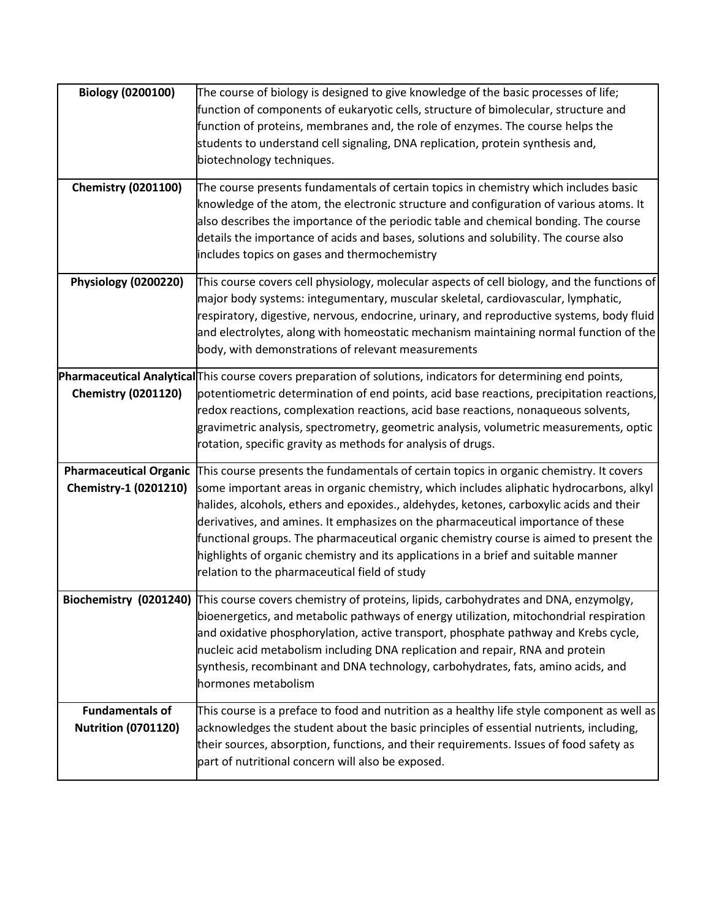| **Biology (0200100)** | The course of biology is designed to give knowledge of the basic processes of life; function of components of eukaryotic cells, structure of bimolecular, structure and function of proteins, membranes and, the role of enzymes. The course helps the students to understand cell signaling, DNA replication, protein synthesis and, biotechnology techniques. |
|---|---|
| **Chemistry (0201100)** | The course presents fundamentals of certain topics in chemistry which includes basic knowledge of the atom, the electronic structure and configuration of various atoms. It also describes the importance of the periodic table and chemical bonding. The course details the importance of acids and bases, solutions and solubility. The course also includes topics on gases and thermochemistry |
| **Physiology (0200220)** | This course covers cell physiology, molecular aspects of cell biology, and the functions of major body systems: integumentary, muscular skeletal, cardiovascular, lymphatic, respiratory, digestive, nervous, endocrine, urinary, and reproductive systems, body fluid and electrolytes, along with homeostatic mechanism maintaining normal function of the body, with demonstrations of relevant measurements |
| **Pharmaceutical Analytical Chemistry (0201120)** | This course covers preparation of solutions, indicators for determining end points, potentiometric determination of end points, acid base reactions, precipitation reactions, redox reactions, complexation reactions, acid base reactions, nonaqueous solvents, gravimetric analysis, spectrometry, geometric analysis, volumetric measurements, optic rotation, specific gravity as methods for analysis of drugs. |
| **Pharmaceutical Organic Chemistry-1 (0201210)** | This course presents the fundamentals of certain topics in organic chemistry. It covers some important areas in organic chemistry, which includes aliphatic hydrocarbons, alkyl halides, alcohols, ethers and epoxides., aldehydes, ketones, carboxylic acids and their derivatives, and amines. It emphasizes on the pharmaceutical importance of these functional groups. The pharmaceutical organic chemistry course is aimed to present the highlights of organic chemistry and its applications in a brief and suitable manner relation to the pharmaceutical field of study |
| **Biochemistry (0201240)** | This course covers chemistry of proteins, lipids, carbohydrates and DNA, enzymolgy, bioenergetics, and metabolic pathways of energy utilization, mitochondrial respiration and oxidative phosphorylation, active transport, phosphate pathway and Krebs cycle, nucleic acid metabolism including DNA replication and repair, RNA and protein synthesis, recombinant and DNA technology, carbohydrates, fats, amino acids, and hormones metabolism |
| **Fundamentals of Nutrition (0701120)** | This course is a preface to food and nutrition as a healthy life style component as well as acknowledges the student about the basic principles of essential nutrients, including, their sources, absorption, functions, and their requirements. Issues of food safety as part of nutritional concern will also be exposed. |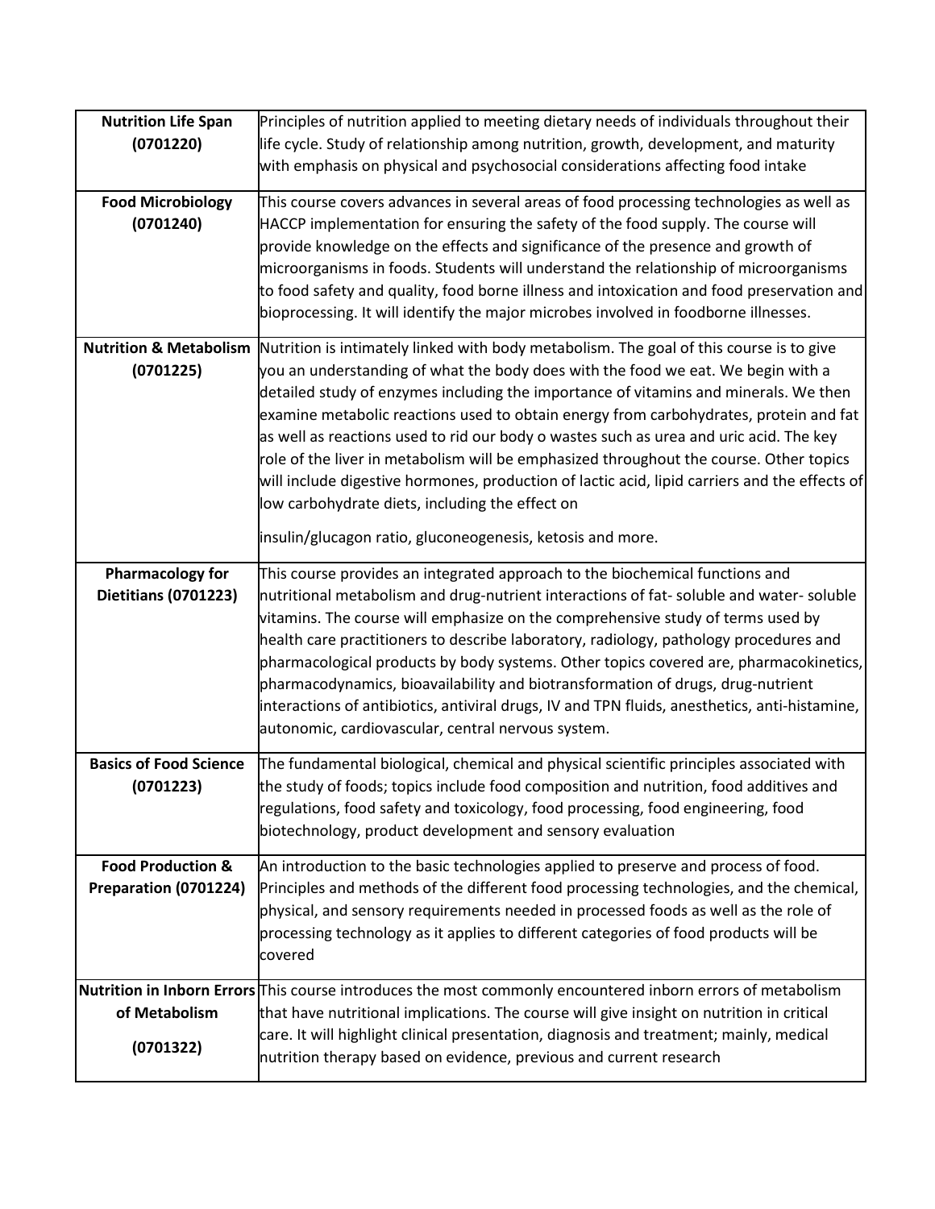| **Nutrition Life Span (0701220)** | Principles of nutrition applied to meeting dietary needs of individuals throughout their life cycle. Study of relationship among nutrition, growth, development, and maturity with emphasis on physical and psychosocial considerations affecting food intake |
|---|---|
| **Food Microbiology (0701240)** | This course covers advances in several areas of food processing technologies as well as HACCP implementation for ensuring the safety of the food supply. The course will provide knowledge on the effects and significance of the presence and growth of microorganisms in foods. Students will understand the relationship of microorganisms to food safety and quality, food borne illness and intoxication and food preservation and bioprocessing. It will identify the major microbes involved in foodborne illnesses. |
| **Nutrition & Metabolism (0701225)** | Nutrition is intimately linked with body metabolism. The goal of this course is to give you an understanding of what the body does with the food we eat. We begin with a detailed study of enzymes including the importance of vitamins and minerals. We then examine metabolic reactions used to obtain energy from carbohydrates, protein and fat as well as reactions used to rid our body o wastes such as urea and uric acid. The key role of the liver in metabolism will be emphasized throughout the course. Other topics will include digestive hormones, production of lactic acid, lipid carriers and the effects of low carbohydrate diets, including the effect on insulin/glucagon ratio, gluconeogenesis, ketosis and more. |
| **Pharmacology for Dietitians (0701223)** | This course provides an integrated approach to the biochemical functions and nutritional metabolism and drug-nutrient interactions of fat- soluble and water- soluble vitamins. The course will emphasize on the comprehensive study of terms used by health care practitioners to describe laboratory, radiology, pathology procedures and pharmacological products by body systems. Other topics covered are, pharmacokinetics, pharmacodynamics, bioavailability and biotransformation of drugs, drug-nutrient interactions of antibiotics, antiviral drugs, IV and TPN fluids, anesthetics, anti-histamine, autonomic, cardiovascular, central nervous system. |
| **Basics of Food Science (0701223)** | The fundamental biological, chemical and physical scientific principles associated with the study of foods; topics include food composition and nutrition, food additives and regulations, food safety and toxicology, food processing, food engineering, food biotechnology, product development and sensory evaluation |
| **Food Production & Preparation (0701224)** | An introduction to the basic technologies applied to preserve and process of food. Principles and methods of the different food processing technologies, and the chemical, physical, and sensory requirements needed in processed foods as well as the role of processing technology as it applies to different categories of food products will be covered |
| **Nutrition in Inborn Errors of Metabolism (0701322)** | This course introduces the most commonly encountered inborn errors of metabolism that have nutritional implications. The course will give insight on nutrition in critical care. It will highlight clinical presentation, diagnosis and treatment; mainly, medical nutrition therapy based on evidence, previous and current research |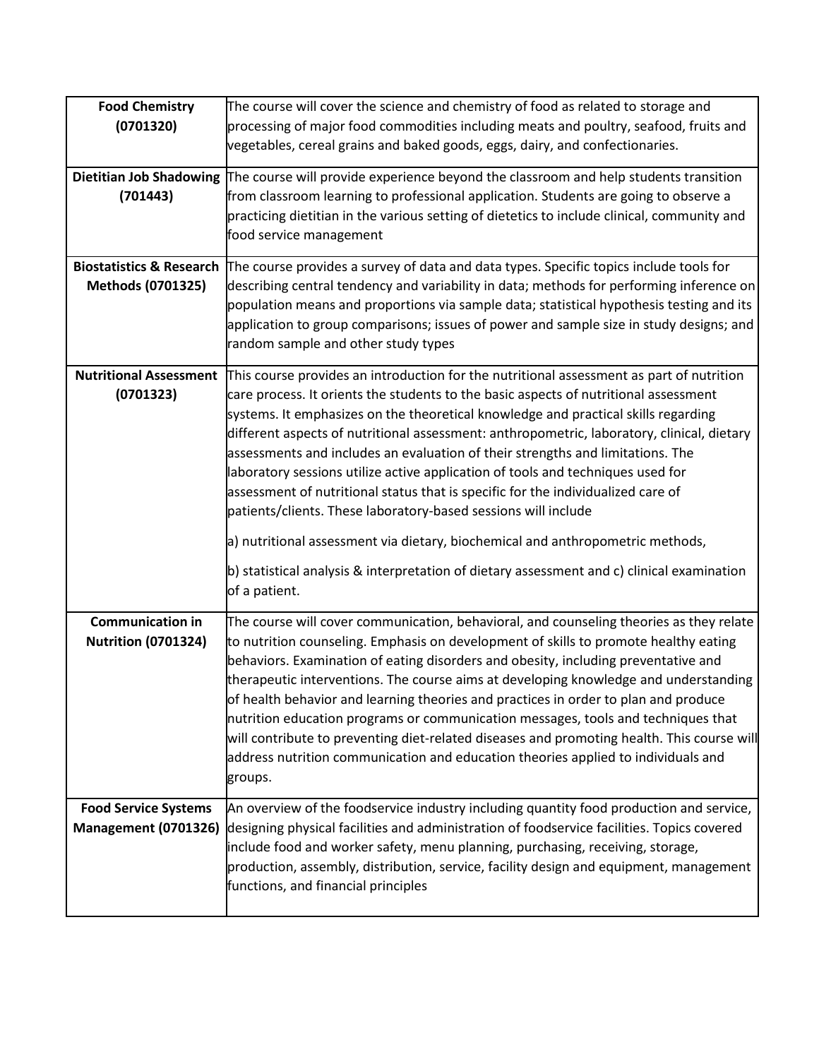| **Food Chemistry (0701320)** | The course will cover the science and chemistry of food as related to storage and processing of major food commodities including meats and poultry, seafood, fruits and vegetables, cereal grains and baked goods, eggs, dairy, and confectionaries. |
|---|---|
| **Dietitian Job Shadowing (701443)** | The course will provide experience beyond the classroom and help students transition from classroom learning to professional application. Students are going to observe a practicing dietitian in the various setting of dietetics to include clinical, community and food service management |
| **Biostatistics & Research Methods (0701325)** | The course provides a survey of data and data types. Specific topics include tools for describing central tendency and variability in data; methods for performing inference on population means and proportions via sample data; statistical hypothesis testing and its application to group comparisons; issues of power and sample size in study designs; and random sample and other study types |
| **Nutritional Assessment (0701323)** | This course provides an introduction for the nutritional assessment as part of nutrition care process. It orients the students to the basic aspects of nutritional assessment systems. It emphasizes on the theoretical knowledge and practical skills regarding different aspects of nutritional assessment: anthropometric, laboratory, clinical, dietary assessments and includes an evaluation of their strengths and limitations. The laboratory sessions utilize active application of tools and techniques used for assessment of nutritional status that is specific for the individualized care of patients/clients. These laboratory-based sessions will include<br><br>a) nutritional assessment via dietary, biochemical and anthropometric methods,<br><br>b) statistical analysis & interpretation of dietary assessment and c) clinical examination of a patient. |
| **Communication in Nutrition (0701324)** | The course will cover communication, behavioral, and counseling theories as they relate to nutrition counseling. Emphasis on development of skills to promote healthy eating behaviors. Examination of eating disorders and obesity, including preventative and therapeutic interventions. The course aims at developing knowledge and understanding of health behavior and learning theories and practices in order to plan and produce nutrition education programs or communication messages, tools and techniques that will contribute to preventing diet-related diseases and promoting health. This course will address nutrition communication and education theories applied to individuals and groups. |
| **Food Service Systems Management (0701326)** | An overview of the foodservice industry including quantity food production and service, designing physical facilities and administration of foodservice facilities. Topics covered include food and worker safety, menu planning, purchasing, receiving, storage, production, assembly, distribution, service, facility design and equipment, management functions, and financial principles |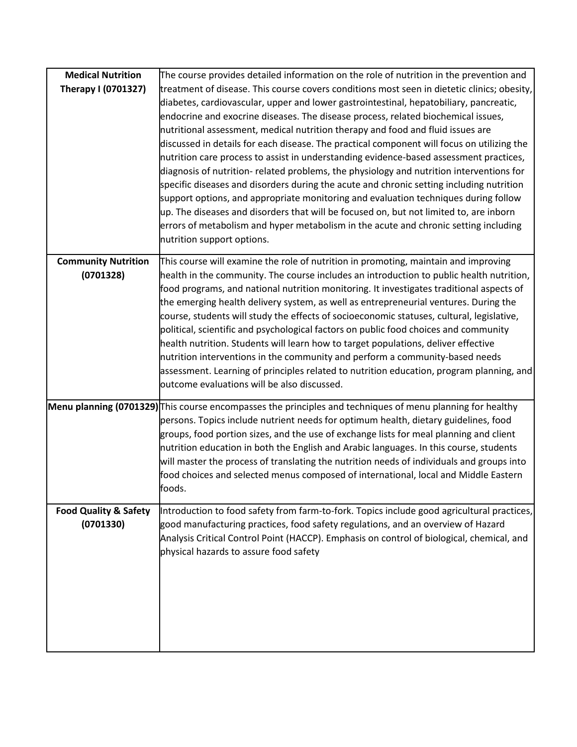| | |
|---|---|
| **Medical Nutrition Therapy I (0701327)** | The course provides detailed information on the role of nutrition in the prevention and treatment of disease. This course covers conditions most seen in dietetic clinics; obesity, diabetes, cardiovascular, upper and lower gastrointestinal, hepatobiliary, pancreatic, endocrine and exocrine diseases. The disease process, related biochemical issues, nutritional assessment, medical nutrition therapy and food and fluid issues are discussed in details for each disease. The practical component will focus on utilizing the nutrition care process to assist in understanding evidence-based assessment practices, diagnosis of nutrition- related problems, the physiology and nutrition interventions for specific diseases and disorders during the acute and chronic setting including nutrition support options, and appropriate monitoring and evaluation techniques during follow up. The diseases and disorders that will be focused on, but not limited to, are inborn errors of metabolism and hyper metabolism in the acute and chronic setting including nutrition support options. |
| **Community Nutrition (0701328)** | This course will examine the role of nutrition in promoting, maintain and improving health in the community. The course includes an introduction to public health nutrition, food programs, and national nutrition monitoring. It investigates traditional aspects of the emerging health delivery system, as well as entrepreneurial ventures. During the course, students will study the effects of socioeconomic statuses, cultural, legislative, political, scientific and psychological factors on public food choices and community health nutrition. Students will learn how to target populations, deliver effective nutrition interventions in the community and perform a community-based needs assessment. Learning of principles related to nutrition education, program planning, and outcome evaluations will be also discussed. |
| **Menu planning (0701329)** | This course encompasses the principles and techniques of menu planning for healthy persons. Topics include nutrient needs for optimum health, dietary guidelines, food groups, food portion sizes, and the use of exchange lists for meal planning and client nutrition education in both the English and Arabic languages. In this course, students will master the process of translating the nutrition needs of individuals and groups into food choices and selected menus composed of international, local and Middle Eastern foods. |
| **Food Quality & Safety (0701330)** | Introduction to food safety from farm-to-fork. Topics include good agricultural practices, good manufacturing practices, food safety regulations, and an overview of Hazard Analysis Critical Control Point (HACCP). Emphasis on control of biological, chemical, and physical hazards to assure food safety |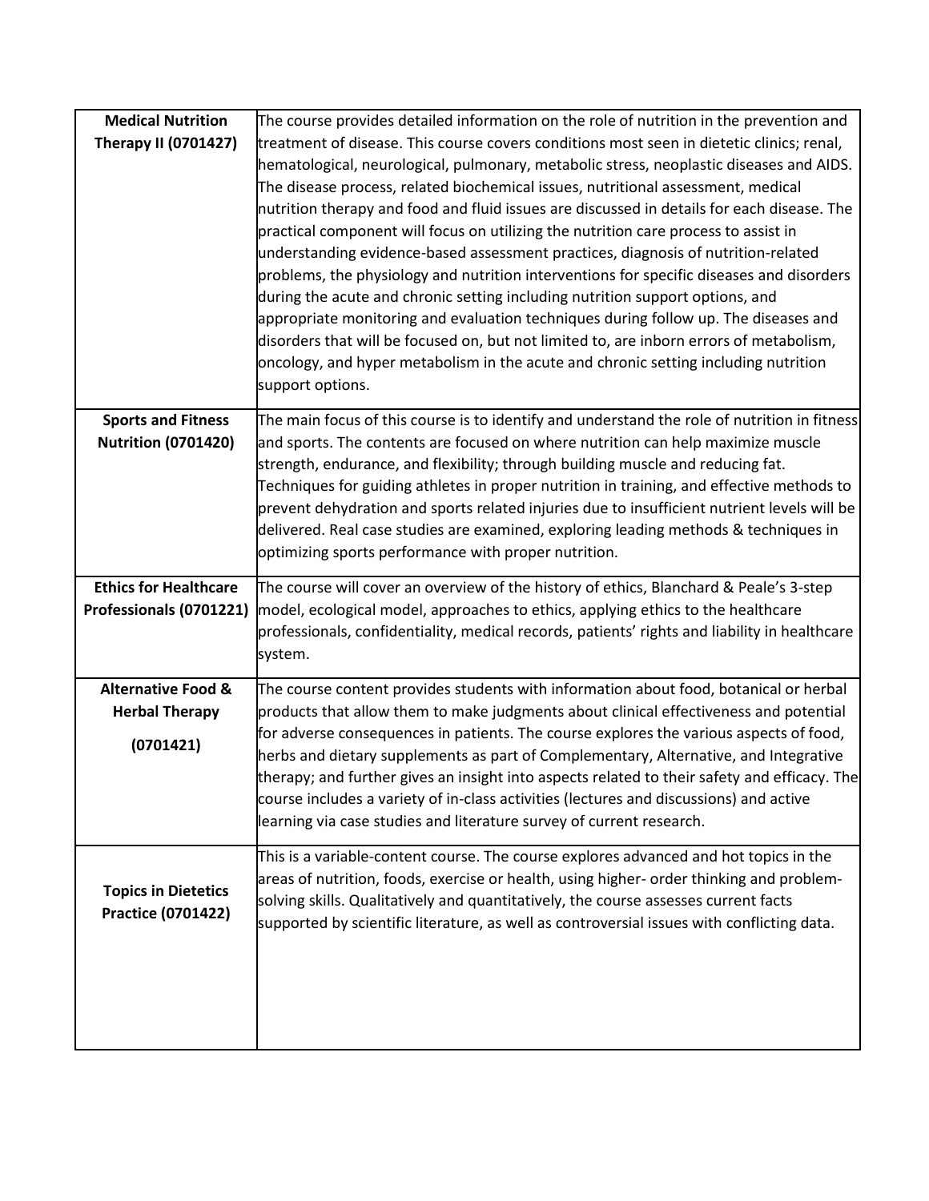| | |
|---|---|
| **Medical Nutrition Therapy II (0701427)** | The course provides detailed information on the role of nutrition in the prevention and treatment of disease. This course covers conditions most seen in dietetic clinics; renal, hematological, neurological, pulmonary, metabolic stress, neoplastic diseases and AIDS. The disease process, related biochemical issues, nutritional assessment, medical nutrition therapy and food and fluid issues are discussed in details for each disease. The practical component will focus on utilizing the nutrition care process to assist in understanding evidence-based assessment practices, diagnosis of nutrition-related problems, the physiology and nutrition interventions for specific diseases and disorders during the acute and chronic setting including nutrition support options, and appropriate monitoring and evaluation techniques during follow up. The diseases and disorders that will be focused on, but not limited to, are inborn errors of metabolism, oncology, and hyper metabolism in the acute and chronic setting including nutrition support options. |
| **Sports and Fitness Nutrition (0701420)** | The main focus of this course is to identify and understand the role of nutrition in fitness and sports. The contents are focused on where nutrition can help maximize muscle strength, endurance, and flexibility; through building muscle and reducing fat. Techniques for guiding athletes in proper nutrition in training, and effective methods to prevent dehydration and sports related injuries due to insufficient nutrient levels will be delivered. Real case studies are examined, exploring leading methods & techniques in optimizing sports performance with proper nutrition. |
| **Ethics for Healthcare Professionals (0701221)** | The course will cover an overview of the history of ethics, Blanchard & Peale's 3-step model, ecological model, approaches to ethics, applying ethics to the healthcare professionals, confidentiality, medical records, patients' rights and liability in healthcare system. |
| **Alternative Food & Herbal Therapy (0701421)** | The course content provides students with information about food, botanical or herbal products that allow them to make judgments about clinical effectiveness and potential for adverse consequences in patients. The course explores the various aspects of food, herbs and dietary supplements as part of Complementary, Alternative, and Integrative therapy; and further gives an insight into aspects related to their safety and efficacy. The course includes a variety of in-class activities (lectures and discussions) and active learning via case studies and literature survey of current research. |
| **Topics in Dietetics Practice (0701422)** | This is a variable-content course. The course explores advanced and hot topics in the areas of nutrition, foods, exercise or health, using higher- order thinking and problem-solving skills. Qualitatively and quantitatively, the course assesses current facts supported by scientific literature, as well as controversial issues with conflicting data. |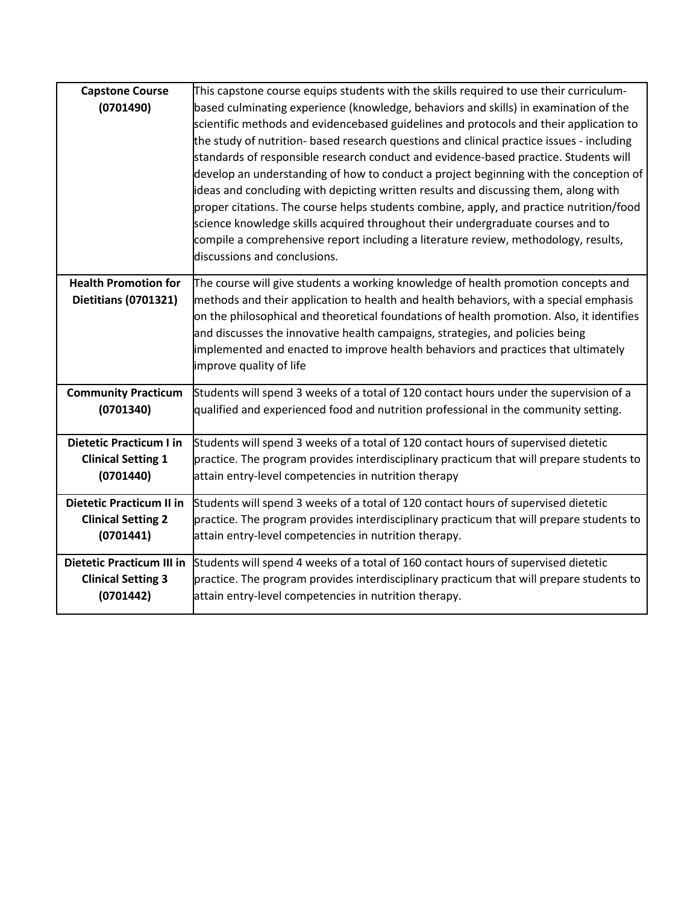| | |
|---|---|
| **Capstone Course (0701490)** | This capstone course equips students with the skills required to use their curriculum-based culminating experience (knowledge, behaviors and skills) in examination of the scientific methods and evidencebased guidelines and protocols and their application to the study of nutrition- based research questions and clinical practice issues - including standards of responsible research conduct and evidence-based practice. Students will develop an understanding of how to conduct a project beginning with the conception of ideas and concluding with depicting written results and discussing them, along with proper citations. The course helps students combine, apply, and practice nutrition/food science knowledge skills acquired throughout their undergraduate courses and to compile a comprehensive report including a literature review, methodology, results, discussions and conclusions. |
| **Health Promotion for Dietitians (0701321)** | The course will give students a working knowledge of health promotion concepts and methods and their application to health and health behaviors, with a special emphasis on the philosophical and theoretical foundations of health promotion. Also, it identifies and discusses the innovative health campaigns, strategies, and policies being implemented and enacted to improve health behaviors and practices that ultimately improve quality of life |
| **Community Practicum (0701340)** | Students will spend 3 weeks of a total of 120 contact hours under the supervision of a qualified and experienced food and nutrition professional in the community setting. |
| **Dietetic Practicum I in Clinical Setting 1 (0701440)** | Students will spend 3 weeks of a total of 120 contact hours of supervised dietetic practice. The program provides interdisciplinary practicum that will prepare students to attain entry-level competencies in nutrition therapy |
| **Dietetic Practicum II in Clinical Setting 2 (0701441)** | Students will spend 3 weeks of a total of 120 contact hours of supervised dietetic practice. The program provides interdisciplinary practicum that will prepare students to attain entry-level competencies in nutrition therapy. |
| **Dietetic Practicum III in Clinical Setting 3 (0701442)** | Students will spend 4 weeks of a total of 160 contact hours of supervised dietetic practice. The program provides interdisciplinary practicum that will prepare students to attain entry-level competencies in nutrition therapy. |